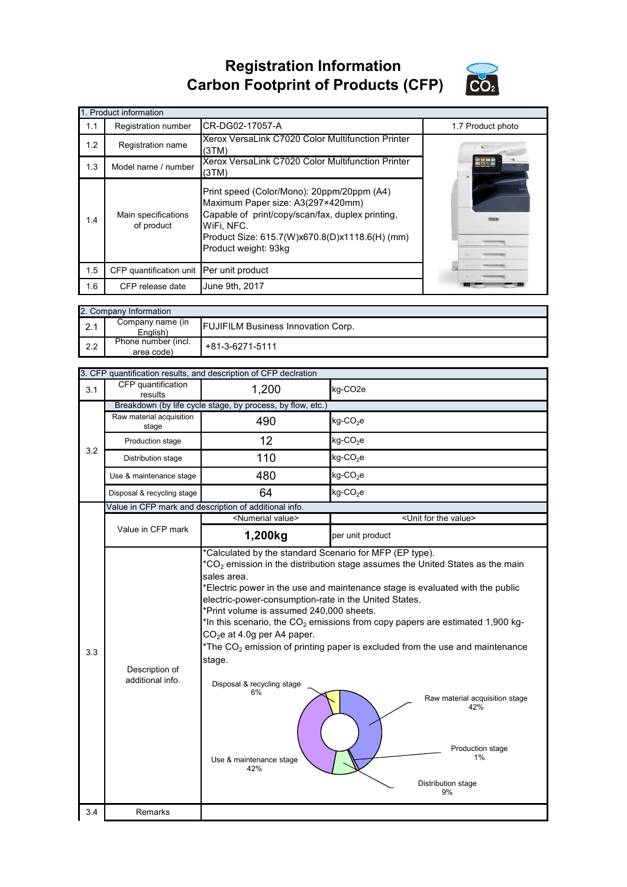# Registration Information
# Carbon Footprint of Products (CFP)

| 1. Product information | | | |
|---|---|---|---|
| 1.1 | Registration number | CR-DG02-17057-A | 1.7 Product photo |
| 1.2 | Registration name | Xerox VersaLink C7020 Color Multifunction Printer (3TM) | |
| 1.3 | Model name / number | Xerox VersaLink C7020 Color Multifunction Printer (3TM) | |
| 1.4 | Main specifications of product | Print speed (Color/Mono): 20ppm/20ppm (A4)<br>Maximum Paper size: A3(297×420mm)<br>Capable of print/copy/scan/fax, duplex printing, WiFi, NFC.<br>Product Size: 615.7(W)x670.8(D)x1118.6(H) (mm)<br>Product weight: 93kg | |
| 1.5 | CFP quantification unit | Per unit product | |
| 1.6 | CFP release date | June 9th, 2017 | |

| 2. Company Information | | |
|---|---|---|
| 2.1 | Company name (in English) | FUJIFILM Business Innovation Corp. |
| 2.2 | Phone number (incl. area code) | +81-3-6271-5111 |

| 3. CFP quantification results, and description of CFP declration | | | |
|---|---|---|---|
| 3.1 | CFP quantification results | 1,200 | kg-CO2e |
| 3.2 | Breakdown (by life cycle stage, by process, by flow, etc.) | | |
| | Raw material acquisition stage | 490 | kg-$CO_2$e |
| | Production stage | 12 | kg-$CO_2$e |
| | Distribution stage | 110 | kg-$CO_2$e |
| | Use & maintenance stage | 480 | kg-$CO_2$e |
| | Disposal & recycling stage | 64 | kg-$CO_2$e |
| 3.3 | Value in CFP mark and description of additional info. | | |
| | Value in CFP mark | <Numerial value> | <Unit for the value> |
| | | **1,200kg** | per unit product |
| | Description of additional info. | *Calculated by the standard Scenario for MFP (EP type).<br>*$CO_2$ emission in the distribution stage assumes the United States as the main sales area.<br>*Electric power in the use and maintenance stage is evaluated with the public electric-power-consumption-rate in the United States.<br>*Print volume is assumed 240,000 sheets.<br>*In this scenario, the $CO_2$ emissions from copy papers are estimated 1,900 kg-$CO_2$e at 4.0g per A4 paper.<br>*The $CO_2$ emission of printing paper is excluded from the use and maintenance stage.<br><br>Raw material acquisition stage 42%<br>Production stage 1%<br>Distribution stage 9%<br>Use & maintenance stage 42%<br>Disposal & recycling stage 6% | |
| 3.4 | Remarks | | |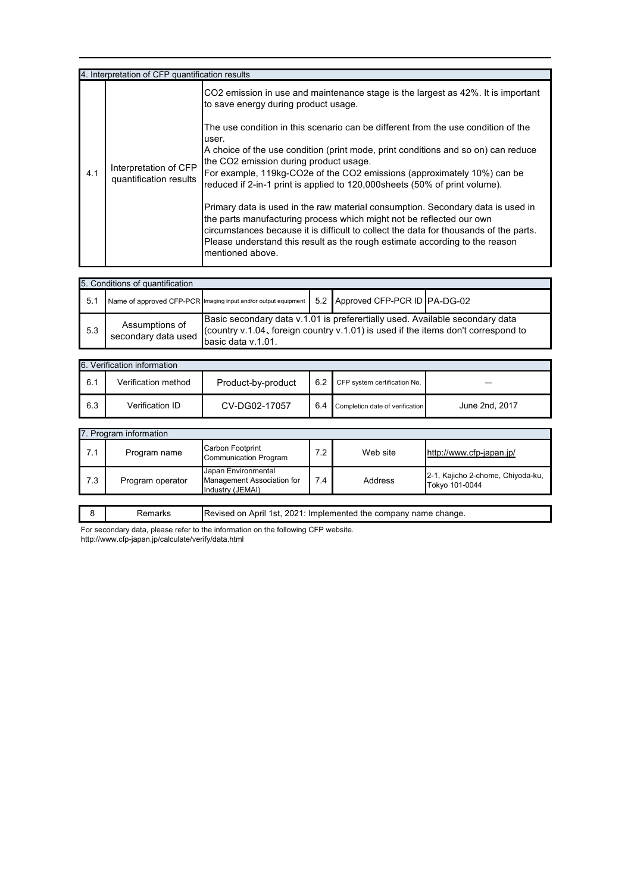## 4. Interpretation of CFP quantification results

| | | |
|---|---|---|
| 4.1 | Interpretation of CFP quantification results | $CO_2$ emission in use and maintenance stage is the largest as 42%. It is important to save energy during product usage.<br><br>The use condition in this scenario can be different from the use condition of the user.<br>A choice of the use condition (print mode, print conditions and so on) can reduce the $CO_2$ emission during product usage.<br>For example, 119kg-CO2e of the $CO_2$ emissions (approximately 10%) can be reduced if 2-in-1 print is applied to 120,000sheets (50% of print volume).<br><br>Primary data is used in the raw material consumption. Secondary data is used in the parts manufacturing process which might not be reflected our own circumstances because it is difficult to collect the data for thousands of the parts. Please understand this result as the rough estimate according to the reason mentioned above. |

## 5. Conditions of quantification

| | | | | | |
|---|---|---|---|---|---|
| 5.1 | Name of approved CFP-PCR | Imaging input and/or output equipment | 5.2 | Approved CFP-PCR ID | PA-DG-02 |
| 5.3 | Assumptions of secondary data used | Basic secondary data v.1.01 is preferertially used. Available secondary data (country v.1.04、foreign country v.1.01) is used if the items don't correspond to basic data v.1.01. | | | |

## 6. Verification information

| | | | | | |
|---|---|---|---|---|---|
| 6.1 | Verification method | Product-by-product | 6.2 | CFP system certification No. | — |
| 6.3 | Verification ID | CV-DG02-17057 | 6.4 | Completion date of verification | June 2nd, 2017 |

## 7. Program information

| | | | | | |
|---|---|---|---|---|---|
| 7.1 | Program name | Carbon Footprint Communication Program | 7.2 | Web site | http://www.cfp-japan.jp/ |
| 7.3 | Program operator | Japan Environmental Management Association for Industry (JEMAI) | 7.4 | Address | 2-1, Kajicho 2-chome, Chiyoda-ku, Tokyo 101-0044 |

| | | |
|---|---|---|
| 8 | Remarks | Revised on April 1st, 2021: Implemented the company name change. |

For secondary data, please refer to the information on the following CFP website.
http://www.cfp-japan.jp/calculate/verify/data.html